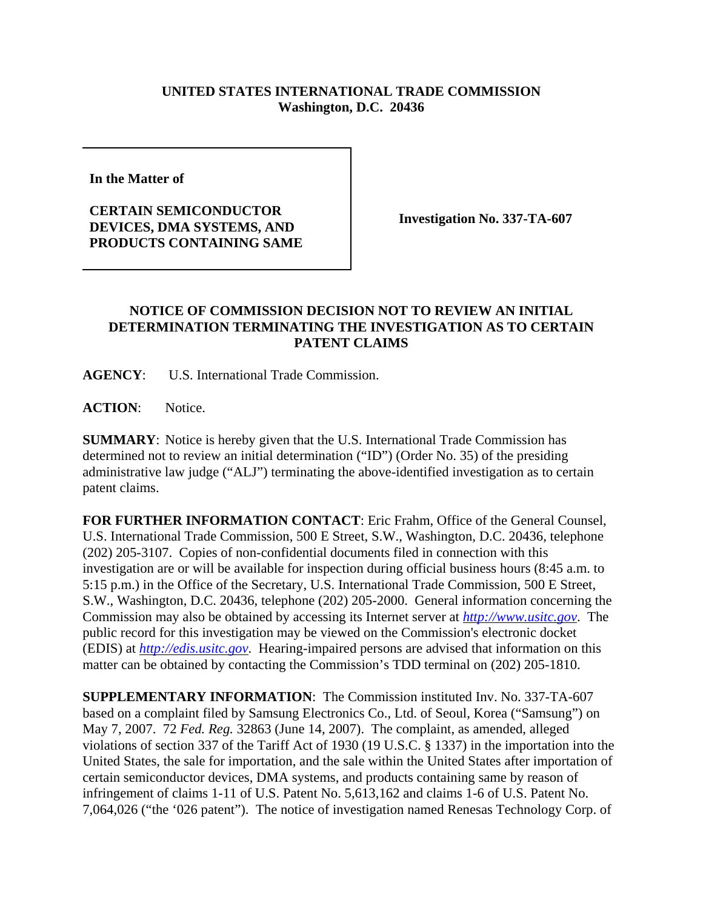**UNITED STATES INTERNATIONAL TRADE COMMISSION**
**Washington, D.C. 20436**

| **In the Matter of** **CERTAIN SEMICONDUCTOR DEVICES, DMA SYSTEMS, AND PRODUCTS CONTAINING SAME** | **Investigation No. 337-TA-607** |
|---|---|

## NOTICE OF COMMISSION DECISION NOT TO REVIEW AN INITIAL DETERMINATION TERMINATING THE INVESTIGATION AS TO CERTAIN PATENT CLAIMS

**AGENCY**: U.S. International Trade Commission.

**ACTION**: Notice.

**SUMMARY**: Notice is hereby given that the U.S. International Trade Commission has determined not to review an initial determination ("ID") (Order No. 35) of the presiding administrative law judge ("ALJ") terminating the above-identified investigation as to certain patent claims.

**FOR FURTHER INFORMATION CONTACT**: Eric Frahm, Office of the General Counsel, U.S. International Trade Commission, 500 E Street, S.W., Washington, D.C. 20436, telephone (202) 205-3107. Copies of non-confidential documents filed in connection with this investigation are or will be available for inspection during official business hours (8:45 a.m. to 5:15 p.m.) in the Office of the Secretary, U.S. International Trade Commission, 500 E Street, S.W., Washington, D.C. 20436, telephone (202) 205-2000. General information concerning the Commission may also be obtained by accessing its Internet server at *http://www.usitc.gov*. The public record for this investigation may be viewed on the Commission's electronic docket (EDIS) at *http://edis.usitc.gov*. Hearing-impaired persons are advised that information on this matter can be obtained by contacting the Commission's TDD terminal on (202) 205-1810.

**SUPPLEMENTARY INFORMATION**: The Commission instituted Inv. No. 337-TA-607 based on a complaint filed by Samsung Electronics Co., Ltd. of Seoul, Korea ("Samsung") on May 7, 2007. 72 *Fed. Reg.* 32863 (June 14, 2007). The complaint, as amended, alleged violations of section 337 of the Tariff Act of 1930 (19 U.S.C. § 1337) in the importation into the United States, the sale for importation, and the sale within the United States after importation of certain semiconductor devices, DMA systems, and products containing same by reason of infringement of claims 1-11 of U.S. Patent No. 5,613,162 and claims 1-6 of U.S. Patent No. 7,064,026 ("the '026 patent"). The notice of investigation named Renesas Technology Corp. of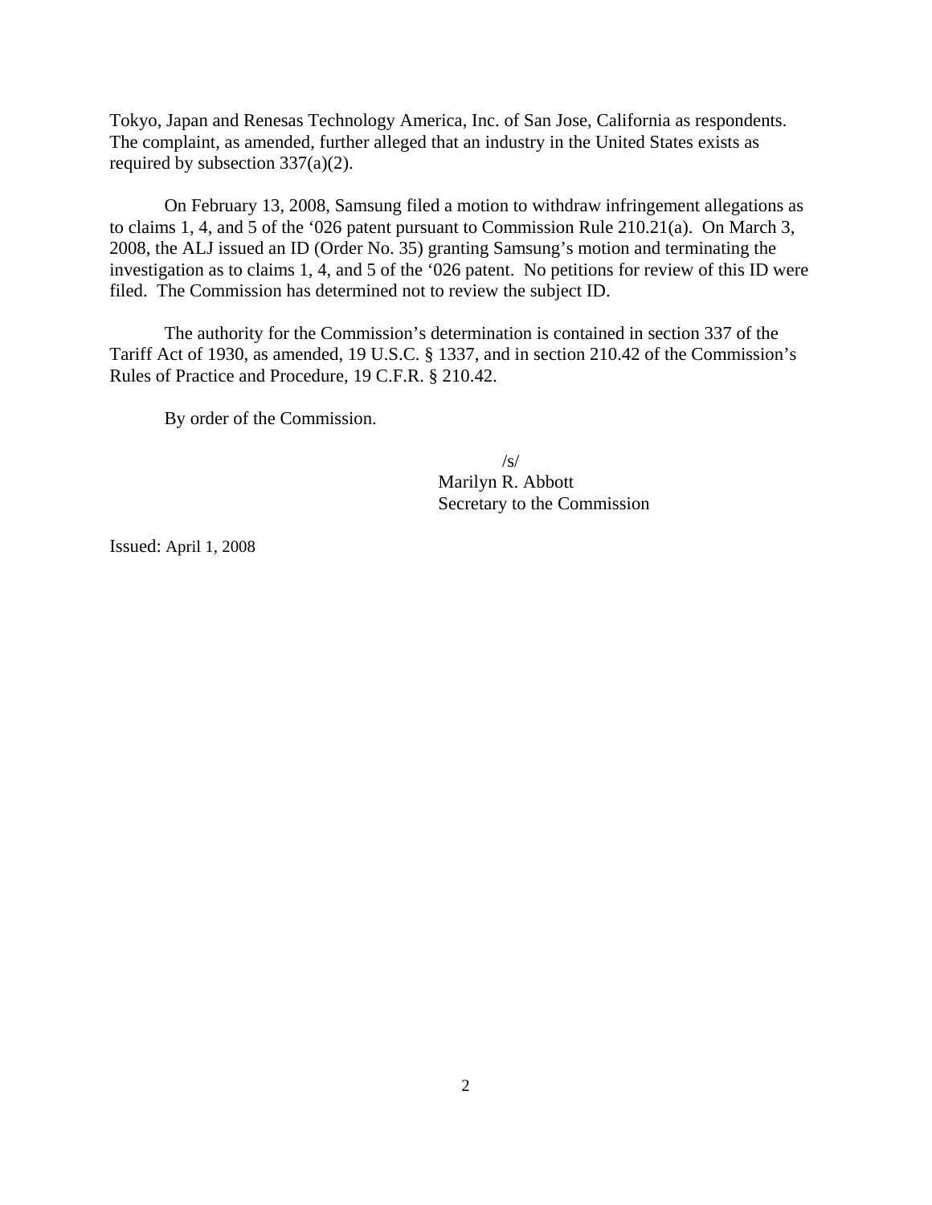Tokyo, Japan and Renesas Technology America, Inc. of San Jose, California as respondents. The complaint, as amended, further alleged that an industry in the United States exists as required by subsection 337(a)(2).

On February 13, 2008, Samsung filed a motion to withdraw infringement allegations as to claims 1, 4, and 5 of the '026 patent pursuant to Commission Rule 210.21(a). On March 3, 2008, the ALJ issued an ID (Order No. 35) granting Samsung's motion and terminating the investigation as to claims 1, 4, and 5 of the '026 patent. No petitions for review of this ID were filed. The Commission has determined not to review the subject ID.

The authority for the Commission's determination is contained in section 337 of the Tariff Act of 1930, as amended, 19 U.S.C. § 1337, and in section 210.42 of the Commission's Rules of Practice and Procedure, 19 C.F.R. § 210.42.

By order of the Commission.

/s/
Marilyn R. Abbott
Secretary to the Commission

Issued: April 1, 2008